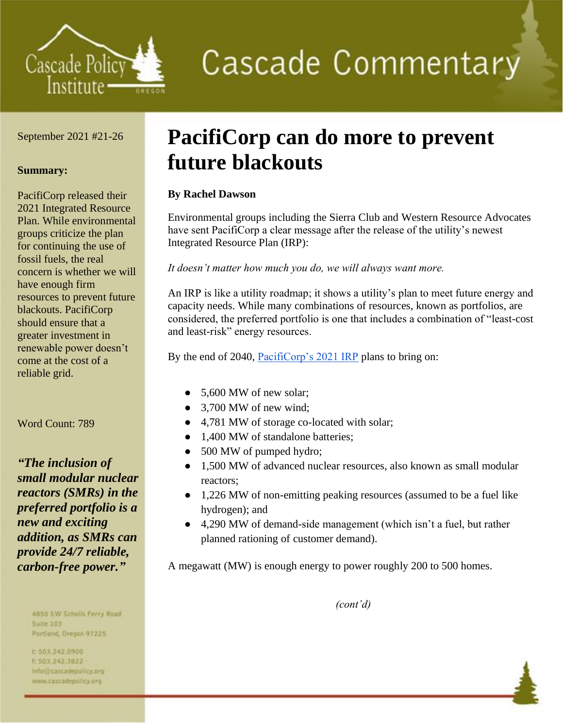# Cascade Commentary

September 2021 #21-26

**Summary:**

PacifiCorp released their 2021 Integrated Resource Plan. While environmental groups criticize the plan for continuing the use of fossil fuels, the real concern is whether we will have enough firm resources to prevent future blackouts. PacifiCorp should ensure that a greater investment in renewable power doesn't come at the cost of a reliable grid.

Word Count: 789

***"The inclusion of small modular nuclear reactors (SMRs) in the preferred portfolio is a new and exciting addition, as SMRs can provide 24/7 reliable, carbon-free power."***

4850 SW Scholls Ferry Road
Suite 103
Portland, Oregon 97225

t: 503.242.0900
f: 503.242.3822
info@cascadepolicy.org
www.cascadepolicy.org

# PacifiCorp can do more to prevent future blackouts

**By Rachel Dawson**

Environmental groups including the Sierra Club and Western Resource Advocates have sent PacifiCorp a clear message after the release of the utility's newest Integrated Resource Plan (IRP):

*It doesn't matter how much you do, we will always want more.*

An IRP is like a utility roadmap; it shows a utility's plan to meet future energy and capacity needs. While many combinations of resources, known as portfolios, are considered, the preferred portfolio is one that includes a combination of "least-cost and least-risk" energy resources.

By the end of 2040, PacifiCorp's 2021 IRP plans to bring on:

- 5,600 MW of new solar;
- 3,700 MW of new wind;
- 4,781 MW of storage co-located with solar;
- 1,400 MW of standalone batteries;
- 500 MW of pumped hydro;
- 1,500 MW of advanced nuclear resources, also known as small modular reactors;
- 1,226 MW of non-emitting peaking resources (assumed to be a fuel like hydrogen); and
- 4,290 MW of demand-side management (which isn't a fuel, but rather planned rationing of customer demand).

A megawatt (MW) is enough energy to power roughly 200 to 500 homes.

*(cont'd)*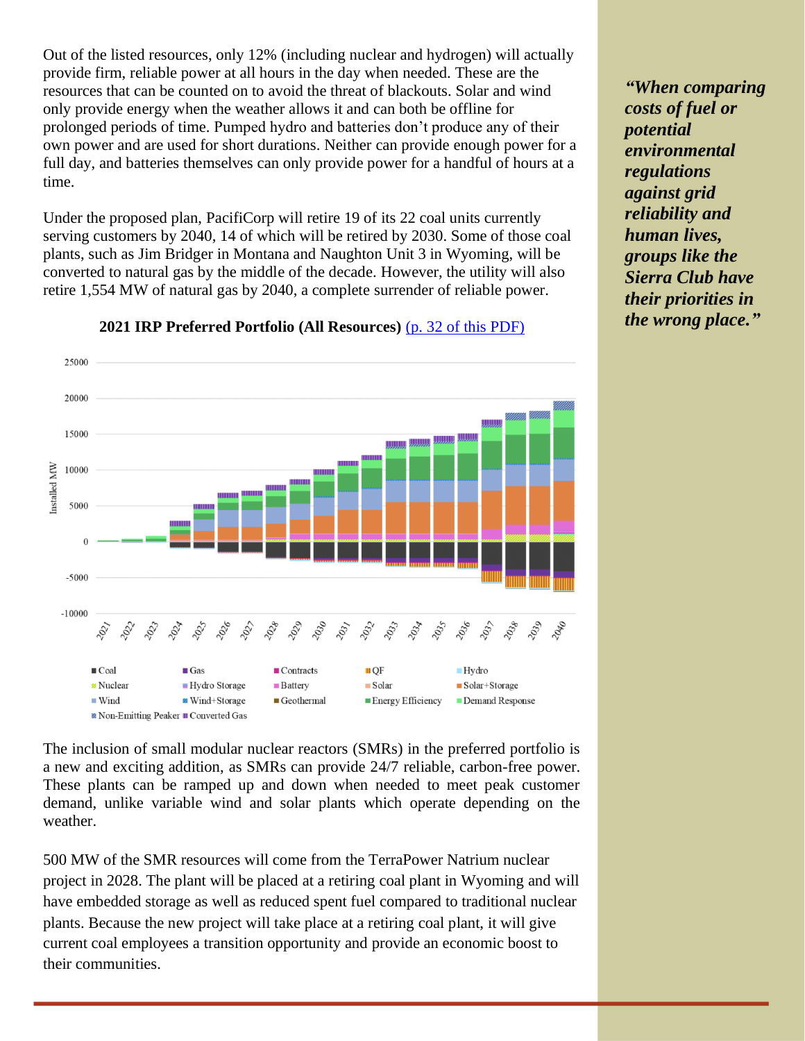Out of the listed resources, only 12% (including nuclear and hydrogen) will actually provide firm, reliable power at all hours in the day when needed. These are the resources that can be counted on to avoid the threat of blackouts. Solar and wind only provide energy when the weather allows it and can both be offline for prolonged periods of time. Pumped hydro and batteries don't produce any of their own power and are used for short durations. Neither can provide enough power for a full day, and batteries themselves can only provide power for a handful of hours at a time.

Under the proposed plan, PacifiCorp will retire 19 of its 22 coal units currently serving customers by 2040, 14 of which will be retired by 2030. Some of those coal plants, such as Jim Bridger in Montana and Naughton Unit 3 in Wyoming, will be converted to natural gas by the middle of the decade. However, the utility will also retire 1,554 MW of natural gas by 2040, a complete surrender of reliable power.

***"When comparing costs of fuel or potential environmental regulations against grid reliability and human lives, groups like the Sierra Club have their priorities in the wrong place."***

**2021 IRP Preferred Portfolio (All Resources)** [(p. 32 of this PDF)]

The inclusion of small modular nuclear reactors (SMRs) in the preferred portfolio is a new and exciting addition, as SMRs can provide 24/7 reliable, carbon-free power. These plants can be ramped up and down when needed to meet peak customer demand, unlike variable wind and solar plants which operate depending on the weather.

500 MW of the SMR resources will come from the TerraPower Natrium nuclear project in 2028. The plant will be placed at a retiring coal plant in Wyoming and will have embedded storage as well as reduced spent fuel compared to traditional nuclear plants. Because the new project will take place at a retiring coal plant, it will give current coal employees a transition opportunity and provide an economic boost to their communities.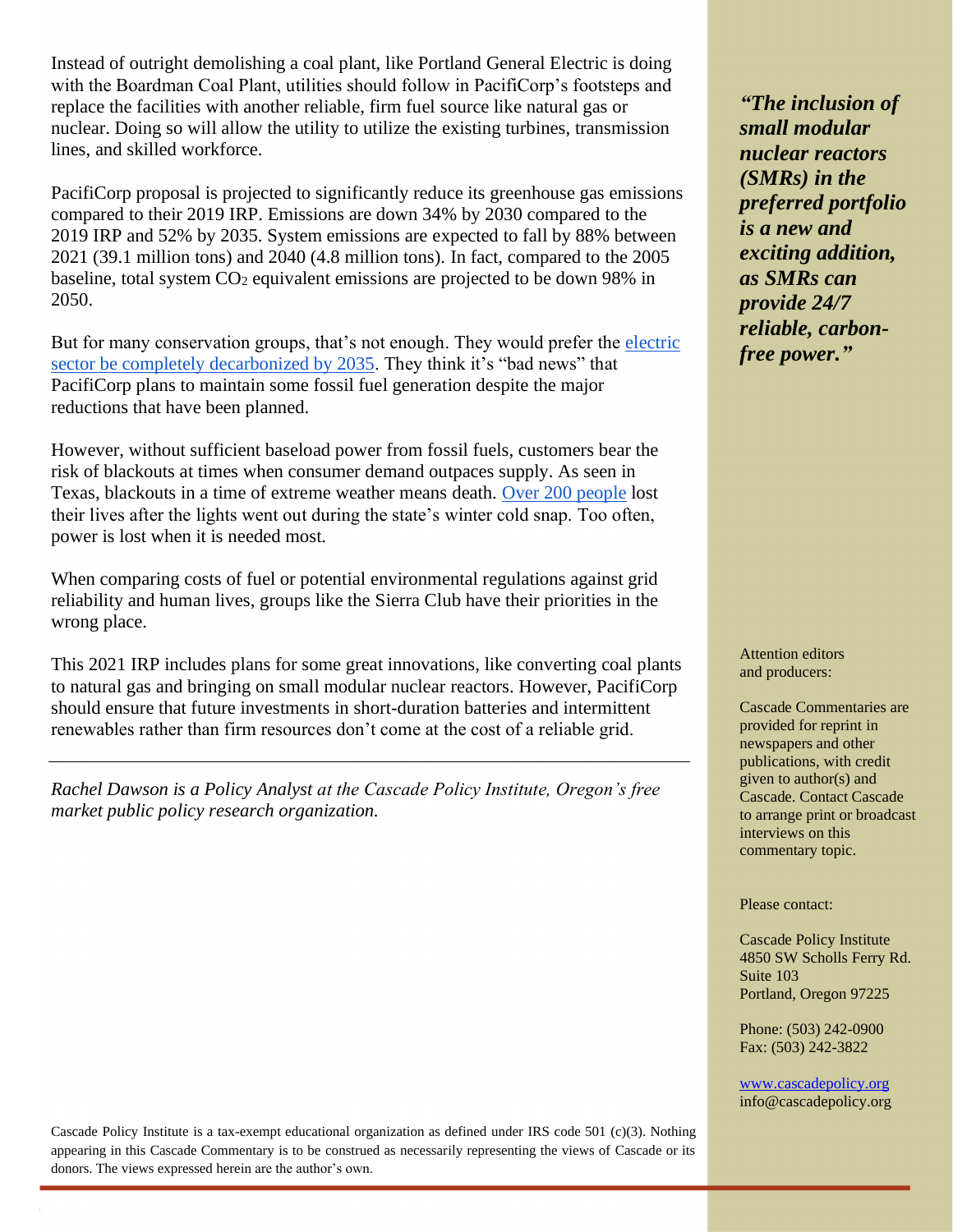Instead of outright demolishing a coal plant, like Portland General Electric is doing with the Boardman Coal Plant, utilities should follow in PacifiCorp's footsteps and replace the facilities with another reliable, firm fuel source like natural gas or nuclear. Doing so will allow the utility to utilize the existing turbines, transmission lines, and skilled workforce.

PacifiCorp proposal is projected to significantly reduce its greenhouse gas emissions compared to their 2019 IRP. Emissions are down 34% by 2030 compared to the 2019 IRP and 52% by 2035. System emissions are expected to fall by 88% between 2021 (39.1 million tons) and 2040 (4.8 million tons). In fact, compared to the 2005 baseline, total system $CO_2$ equivalent emissions are projected to be down 98% in 2050.

But for many conservation groups, that's not enough. They would prefer the [electric sector be completely decarbonized by 2035]. They think it's "bad news" that PacifiCorp plans to maintain some fossil fuel generation despite the major reductions that have been planned.

However, without sufficient baseload power from fossil fuels, customers bear the risk of blackouts at times when consumer demand outpaces supply. As seen in Texas, blackouts in a time of extreme weather means death. [Over 200 people] lost their lives after the lights went out during the state's winter cold snap. Too often, power is lost when it is needed most.

When comparing costs of fuel or potential environmental regulations against grid reliability and human lives, groups like the Sierra Club have their priorities in the wrong place.

This 2021 IRP includes plans for some great innovations, like converting coal plants to natural gas and bringing on small modular nuclear reactors. However, PacifiCorp should ensure that future investments in short-duration batteries and intermittent renewables rather than firm resources don't come at the cost of a reliable grid.

---

*Rachel Dawson is a Policy Analyst at the Cascade Policy Institute, Oregon's free market public policy research organization.*

***"The inclusion of small modular nuclear reactors (SMRs) in the preferred portfolio is a new and exciting addition, as SMRs can provide 24/7 reliable, carbon-free power."***

Attention editors and producers:

Cascade Commentaries are provided for reprint in newspapers and other publications, with credit given to author(s) and Cascade. Contact Cascade to arrange print or broadcast interviews on this commentary topic.

Please contact:

Cascade Policy Institute
4850 SW Scholls Ferry Rd.
Suite 103
Portland, Oregon 97225

Phone: (503) 242-0900
Fax: (503) 242-3822

www.cascadepolicy.org
info@cascadepolicy.org

Cascade Policy Institute is a tax-exempt educational organization as defined under IRS code 501 (c)(3). Nothing appearing in this Cascade Commentary is to be construed as necessarily representing the views of Cascade or its donors. The views expressed herein are the author's own.